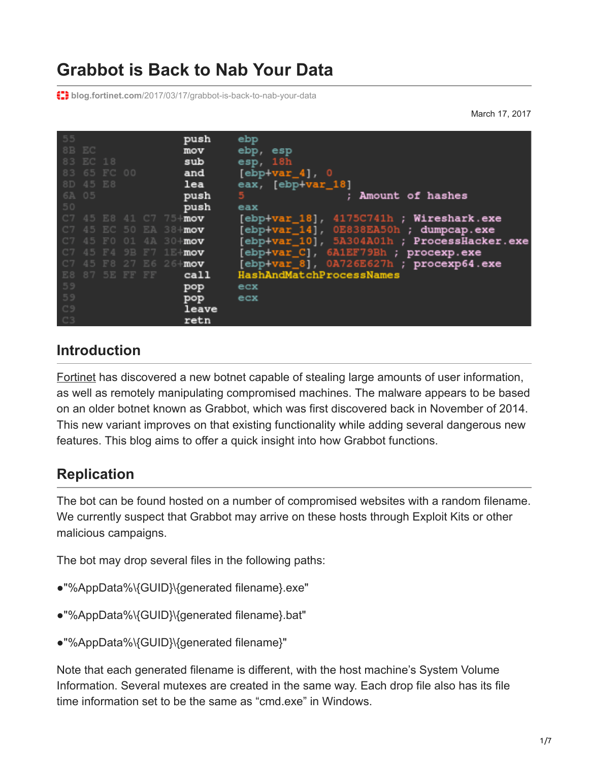# Grabbot is Back to Nab Your Data

blog.fortinet.com/2017/03/17/grabbot-is-back-to-nab-your-data

March 17, 2017

```
55                      push    ebp
8B EC                   mov     ebp, esp
83 EC 18                sub     esp, 18h
83 65 FC 00             and     [ebp+var_4], 0
8D 45 E8                lea     eax, [ebp+var_18]
6A 05                   push    5               ; Amount of hashes
50                      push    eax
C7 45 E8 41 C7 75+mov   [ebp+var_18], 4175C741h ; Wireshark.exe
C7 45 EC 50 EA 38+mov   [ebp+var_14], 0E838EA50h ; dumpcap.exe
C7 45 F0 01 4A 30+mov   [ebp+var_10], 5A304A01h ; ProcessHacker.exe
C7 45 F4 9B F7 1E+mov   [ebp+var_C], 6A1EF79Bh ; procexp.exe
C7 45 F8 27 E6 26+mov   [ebp+var_8], 0A726E627h ; procexp64.exe
E8 87 5E FF FF          call    HashAndMatchProcessNames
59                      pop     ecx
59                      pop     ecx
C9                      leave
C3                      retn
```

## Introduction

Fortinet has discovered a new botnet capable of stealing large amounts of user information, as well as remotely manipulating compromised machines. The malware appears to be based on an older botnet known as Grabbot, which was first discovered back in November of 2014. This new variant improves on that existing functionality while adding several dangerous new features. This blog aims to offer a quick insight into how Grabbot functions.

## Replication

The bot can be found hosted on a number of compromised websites with a random filename. We currently suspect that Grabbot may arrive on these hosts through Exploit Kits or other malicious campaigns.

The bot may drop several files in the following paths:

- "%AppData%\{GUID}\{generated filename}.exe"
- "%AppData%\{GUID}\{generated filename}.bat"
- "%AppData%\{GUID}\{generated filename}"

Note that each generated filename is different, with the host machine's System Volume Information. Several mutexes are created in the same way. Each drop file also has its file time information set to be the same as "cmd.exe" in Windows.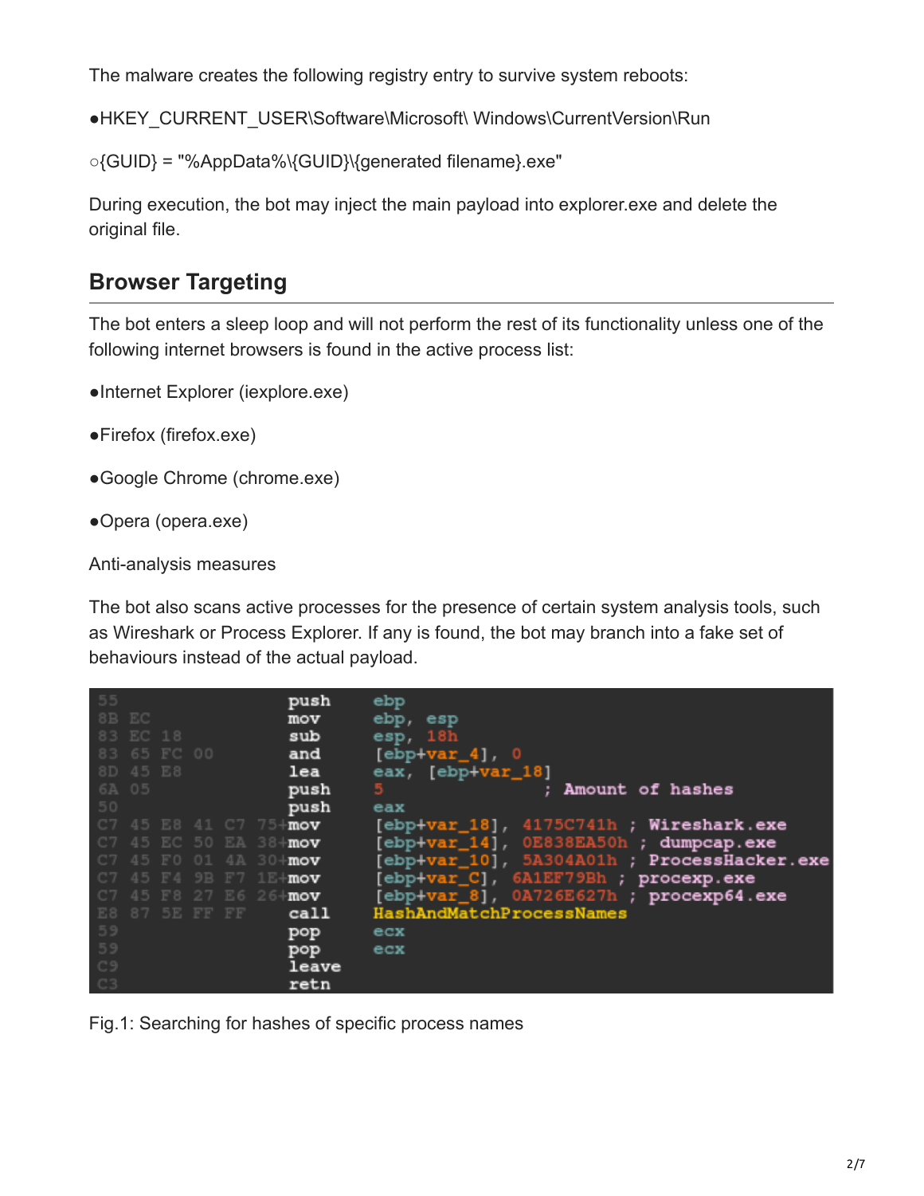The malware creates the following registry entry to survive system reboots:

- HKEY_CURRENT_USER\Software\Microsoft\ Windows\CurrentVersion\Run
  - {GUID} = "%AppData%\{GUID}\{generated filename}.exe"

During execution, the bot may inject the main payload into explorer.exe and delete the original file.

## Browser Targeting

The bot enters a sleep loop and will not perform the rest of its functionality unless one of the following internet browsers is found in the active process list:

- Internet Explorer (iexplore.exe)
- Firefox (firefox.exe)
- Google Chrome (chrome.exe)
- Opera (opera.exe)

Anti-analysis measures

The bot also scans active processes for the presence of certain system analysis tools, such as Wireshark or Process Explorer. If any is found, the bot may branch into a fake set of behaviours instead of the actual payload.

```
55                      push    ebp
8B EC                   mov     ebp, esp
83 EC 18                sub     esp, 18h
83 65 FC 00             and     [ebp+var_4], 0
8D 45 E8                lea     eax, [ebp+var_18]
6A 05                   push    5                   ; Amount of hashes
50                      push    eax
C7 45 E8 41 C7 75+mov   [ebp+var_18], 4175C741h ; Wireshark.exe
C7 45 EC 50 EA 38+mov   [ebp+var_14], 0E838EA50h ; dumpcap.exe
C7 45 F0 01 4A 30+mov   [ebp+var_10], 5A304A01h ; ProcessHacker.exe
C7 45 F4 9B F7 1E+mov   [ebp+var_C], 6A1EF79Bh ; procexp.exe
C7 45 F8 27 E6 26+mov   [ebp+var_8], 0A726E627h ; procexp64.exe
E8 87 5E FF FF          call    HashAndMatchProcessNames
59                      pop     ecx
59                      pop     ecx
C9                      leave
C3                      retn
```

Fig.1: Searching for hashes of specific process names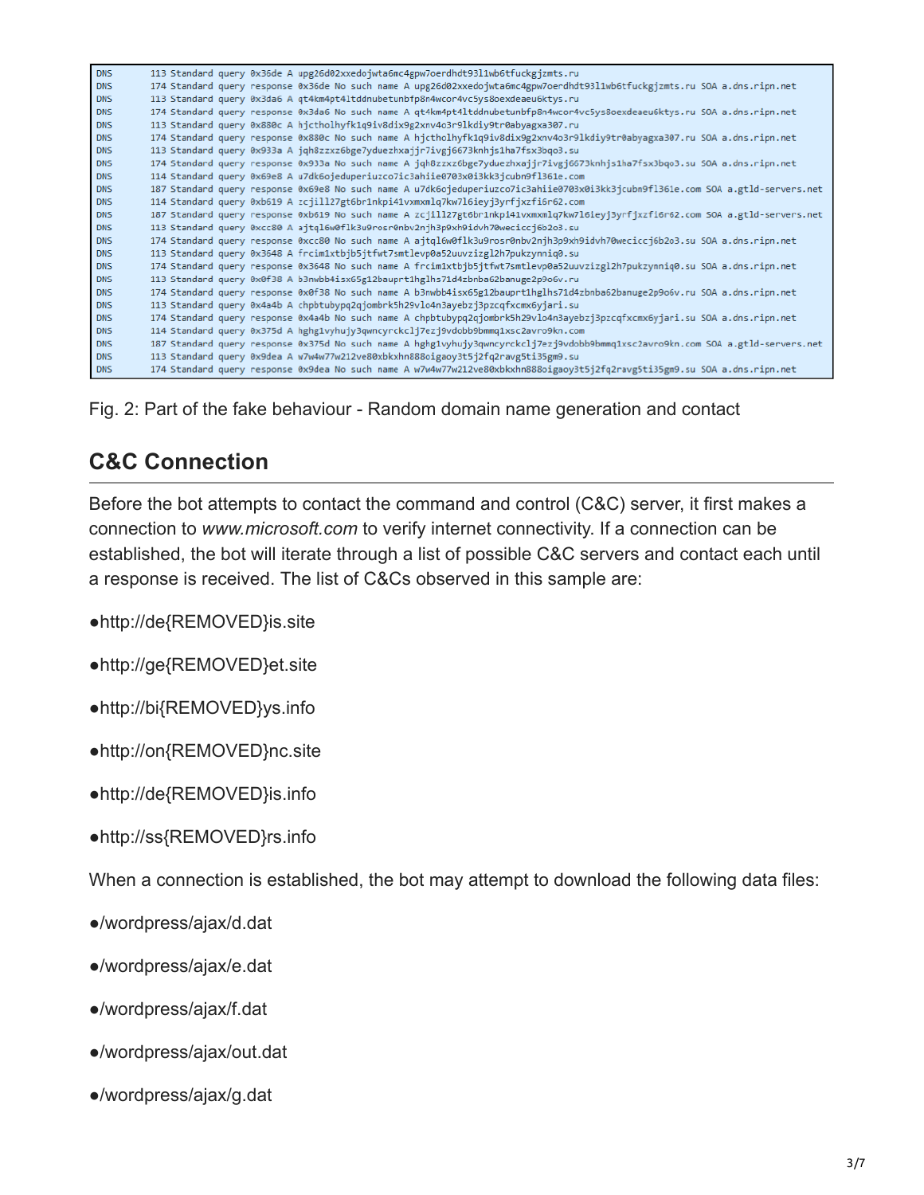```
DNS    113 Standard query 0x36de A upg26d02xxedojwta6mc4gpw7oerdhdt93l1wb6tfuckgjzmts.ru
DNS    174 Standard query response 0x36de No such name A upg26d02xxedojwta6mc4gpw7oerdhdt93l1wb6tfuckgjzmts.ru SOA a.dns.ripn.net
DNS    113 Standard query 0x3da6 A qt4km4pt41tddnubetunbfp8n4wcor4vc5ys8oexdeaeu6ktys.ru
DNS    174 Standard query response 0x3da6 No such name A qt4km4pt41tddnubetunbfp8n4wcor4vc5ys8oexdeaeu6ktys.ru SOA a.dns.ripn.net
DNS    113 Standard query 0x880c A hjctholhyfk1q9iv8dix9g2xnv4o3r9lkdiy9tr0abyagxa307.ru
DNS    174 Standard query response 0x880c No such name A hjctholhyfk1q9iv8dix9g2xnv4o3r9lkdiy9tr0abyagxa307.ru SOA a.dns.ripn.net
DNS    113 Standard query 0x933a A jqh8zzxz6bge7yduezhxajjr7ivgj6673knhjs1ha7fsx3bqo3.su
DNS    174 Standard query response 0x933a No such name A jqh8zzxz6bge7yduezhxajjr7ivgj6673knhjs1ha7fsx3bqo3.su SOA a.dns.ripn.net
DNS    114 Standard query 0x69e8 A u7dk6ojeduperiuzco7ic3ahiie0703x0i3kk3jcubn9f1361e.com
DNS    187 Standard query response 0x69e8 No such name A u7dk6ojeduperiuzco7ic3ahiie0703x0i3kk3jcubn9f1361e.com SOA a.gtld-servers.net
DNS    114 Standard query 0xb619 A zcjill27gt6br1nkpi41vxmxmlq7kw7l6ieyj3yrfjxzfi6r62.com
DNS    187 Standard query response 0xb619 No such name A zcjill27gt6br1nkpi41vxmxmlq7kw7l6ieyj3yrfjxzfi6r62.com SOA a.gtld-servers.net
DNS    113 Standard query 0xcc80 A ajtql6w0flk3u9rosr0nbv2njh3p9xh9idvh70weciccj6b2o3.su
DNS    174 Standard query response 0xcc80 No such name A ajtql6w0flk3u9rosr0nbv2njh3p9xh9idvh70weciccj6b2o3.su SOA a.dns.ripn.net
DNS    113 Standard query 0x3648 A frcim1xtbjb5jtfwt7smtlevp0a52uuvzizgl2h7pukzynniq0.su
DNS    174 Standard query response 0x3648 No such name A frcim1xtbjb5jtfwt7smtlevp0a52uuvzizgl2h7pukzynniq0.su SOA a.dns.ripn.net
DNS    113 Standard query 0x0f38 A b3nwbb4isx65g12bauprt1hglhs71d4zbnba62banuge2p9o6v.ru
DNS    174 Standard query response 0x0f38 No such name A b3nwbb4isx65g12bauprt1hglhs71d4zbnba62banuge2p9o6v.ru SOA a.dns.ripn.net
DNS    113 Standard query 0x4a4b A chpbtubypq2qjombrk5h29vlo4n3ayebzj3pzcqfxcmx6yjari.su
DNS    174 Standard query response 0x4a4b No such name A chpbtubypq2qjombrk5h29vlo4n3ayebzj3pzcqfxcmx6yjari.su SOA a.dns.ripn.net
DNS    114 Standard query 0x375d A hghg1vyhujy3qwncyrckclj7ezj9vdobb9bmmq1xsc2avro9kn.com
DNS    187 Standard query response 0x375d No such name A hghg1vyhujy3qwncyrckclj7ezj9vdobb9bmmq1xsc2avro9kn.com SOA a.gtld-servers.net
DNS    113 Standard query 0x9dea A w7w4w77w212ve80xbkxhn888oigaoy3t5j2fq2ravg5ti35gm9.su
DNS    174 Standard query response 0x9dea No such name A w7w4w77w212ve80xbkxhn888oigaoy3t5j2fq2ravg5ti35gm9.su SOA a.dns.ripn.net
```

Fig. 2: Part of the fake behaviour - Random domain name generation and contact

## C&C Connection

Before the bot attempts to contact the command and control (C&C) server, it first makes a connection to *www.microsoft.com* to verify internet connectivity. If a connection can be established, the bot will iterate through a list of possible C&C servers and contact each until a response is received. The list of C&Cs observed in this sample are:

- http://de{REMOVED}is.site
- http://ge{REMOVED}et.site
- http://bi{REMOVED}ys.info
- http://on{REMOVED}nc.site
- http://de{REMOVED}is.info
- http://ss{REMOVED}rs.info

When a connection is established, the bot may attempt to download the following data files:

- /wordpress/ajax/d.dat
- /wordpress/ajax/e.dat
- /wordpress/ajax/f.dat
- /wordpress/ajax/out.dat
- /wordpress/ajax/g.dat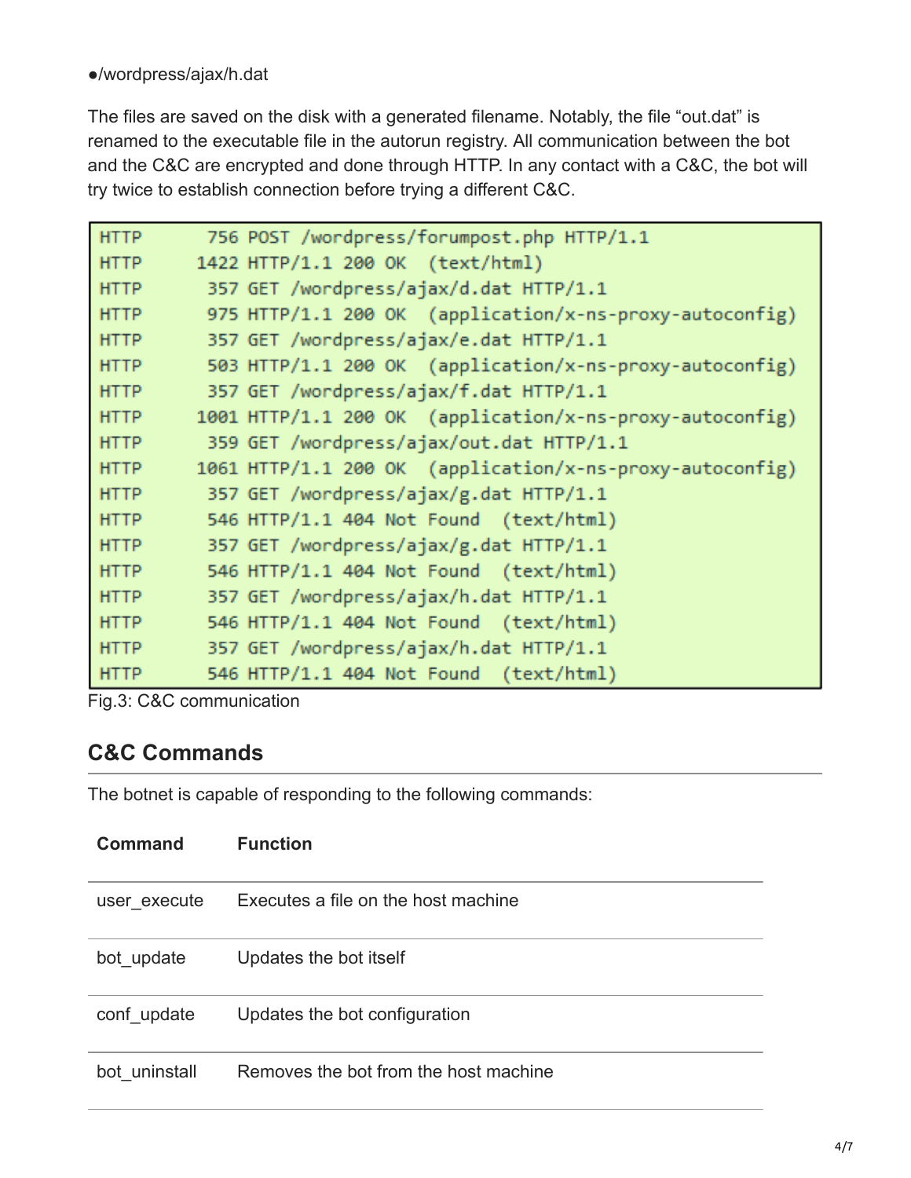●/wordpress/ajax/h.dat

The files are saved on the disk with a generated filename. Notably, the file “out.dat” is renamed to the executable file in the autorun registry. All communication between the bot and the C&C are encrypted and done through HTTP. In any contact with a C&C, the bot will try twice to establish connection before trying a different C&C.

```
HTTP      756 POST /wordpress/forumpost.php HTTP/1.1
HTTP     1422 HTTP/1.1 200 OK  (text/html)
HTTP      357 GET /wordpress/ajax/d.dat HTTP/1.1
HTTP      975 HTTP/1.1 200 OK  (application/x-ns-proxy-autoconfig)
HTTP      357 GET /wordpress/ajax/e.dat HTTP/1.1
HTTP      503 HTTP/1.1 200 OK  (application/x-ns-proxy-autoconfig)
HTTP      357 GET /wordpress/ajax/f.dat HTTP/1.1
HTTP     1001 HTTP/1.1 200 OK  (application/x-ns-proxy-autoconfig)
HTTP      359 GET /wordpress/ajax/out.dat HTTP/1.1
HTTP     1061 HTTP/1.1 200 OK  (application/x-ns-proxy-autoconfig)
HTTP      357 GET /wordpress/ajax/g.dat HTTP/1.1
HTTP      546 HTTP/1.1 404 Not Found  (text/html)
HTTP      357 GET /wordpress/ajax/g.dat HTTP/1.1
HTTP      546 HTTP/1.1 404 Not Found  (text/html)
HTTP      357 GET /wordpress/ajax/h.dat HTTP/1.1
HTTP      546 HTTP/1.1 404 Not Found  (text/html)
HTTP      357 GET /wordpress/ajax/h.dat HTTP/1.1
HTTP      546 HTTP/1.1 404 Not Found  (text/html)
```

Fig.3: C&C communication

## C&C Commands

The botnet is capable of responding to the following commands:

| Command | Function |
|---|---|
| user_execute | Executes a file on the host machine |
| bot_update | Updates the bot itself |
| conf_update | Updates the bot configuration |
| bot_uninstall | Removes the bot from the host machine |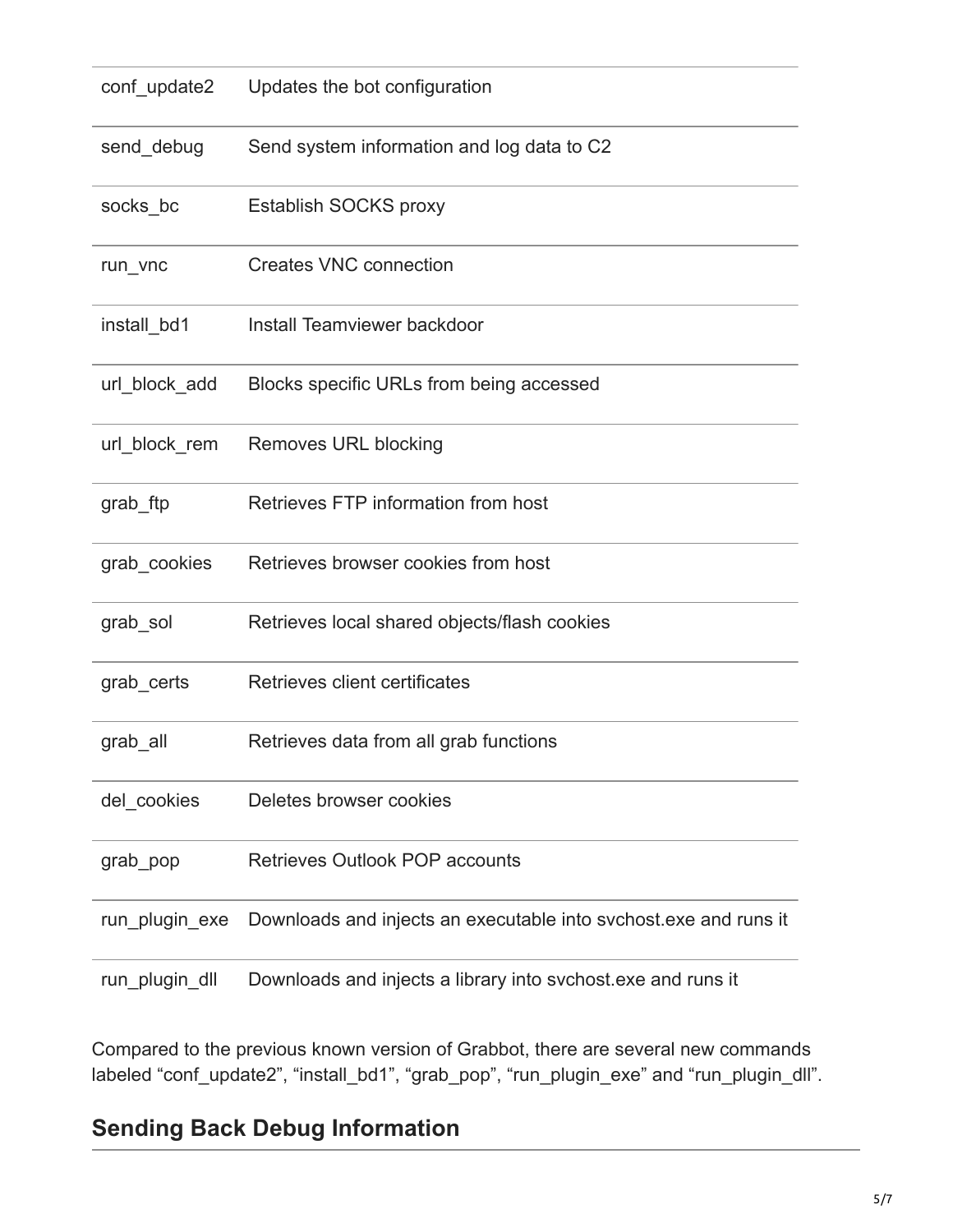| | |
|---|---|
| conf_update2 | Updates the bot configuration |
| send_debug | Send system information and log data to C2 |
| socks_bc | Establish SOCKS proxy |
| run_vnc | Creates VNC connection |
| install_bd1 | Install Teamviewer backdoor |
| url_block_add | Blocks specific URLs from being accessed |
| url_block_rem | Removes URL blocking |
| grab_ftp | Retrieves FTP information from host |
| grab_cookies | Retrieves browser cookies from host |
| grab_sol | Retrieves local shared objects/flash cookies |
| grab_certs | Retrieves client certificates |
| grab_all | Retrieves data from all grab functions |
| del_cookies | Deletes browser cookies |
| grab_pop | Retrieves Outlook POP accounts |
| run_plugin_exe | Downloads and injects an executable into svchost.exe and runs it |
| run_plugin_dll | Downloads and injects a library into svchost.exe and runs it |

Compared to the previous known version of Grabbot, there are several new commands labeled "conf_update2", "install_bd1", "grab_pop", "run_plugin_exe" and "run_plugin_dll".

## Sending Back Debug Information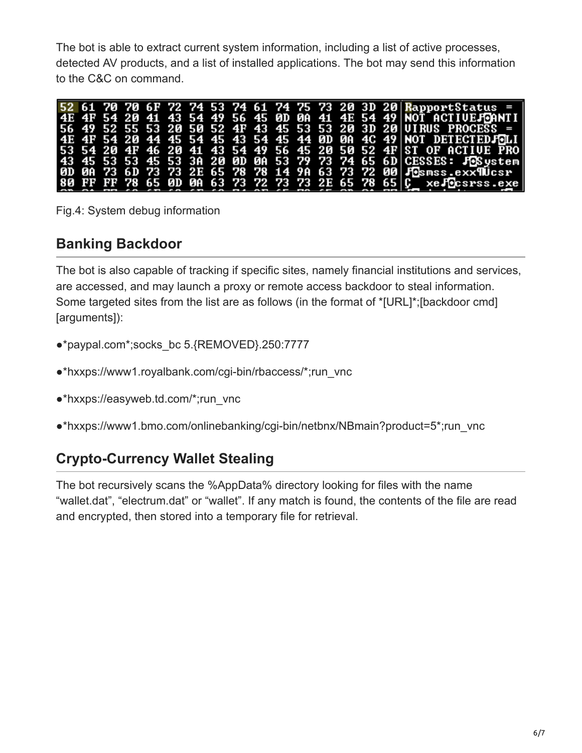The bot is able to extract current system information, including a list of active processes, detected AV products, and a list of installed applications. The bot may send this information to the C&C on command.

Fig.4: System debug information

## Banking Backdoor

The bot is also capable of tracking if specific sites, namely financial institutions and services, are accessed, and may launch a proxy or remote access backdoor to steal information. Some targeted sites from the list are as follows (in the format of *[URL]*;[backdoor cmd] [arguments]):

- *paypal.com*;socks_bc 5.{REMOVED}.250:7777
- *hxxps://www1.royalbank.com/cgi-bin/rbaccess/*;run_vnc
- *hxxps://easyweb.td.com/*;run_vnc
- *hxxps://www1.bmo.com/onlinebanking/cgi-bin/netbnx/NBmain?product=5*;run_vnc

## Crypto-Currency Wallet Stealing

The bot recursively scans the %AppData% directory looking for files with the name “wallet.dat”, “electrum.dat” or “wallet”. If any match is found, the contents of the file are read and encrypted, then stored into a temporary file for retrieval.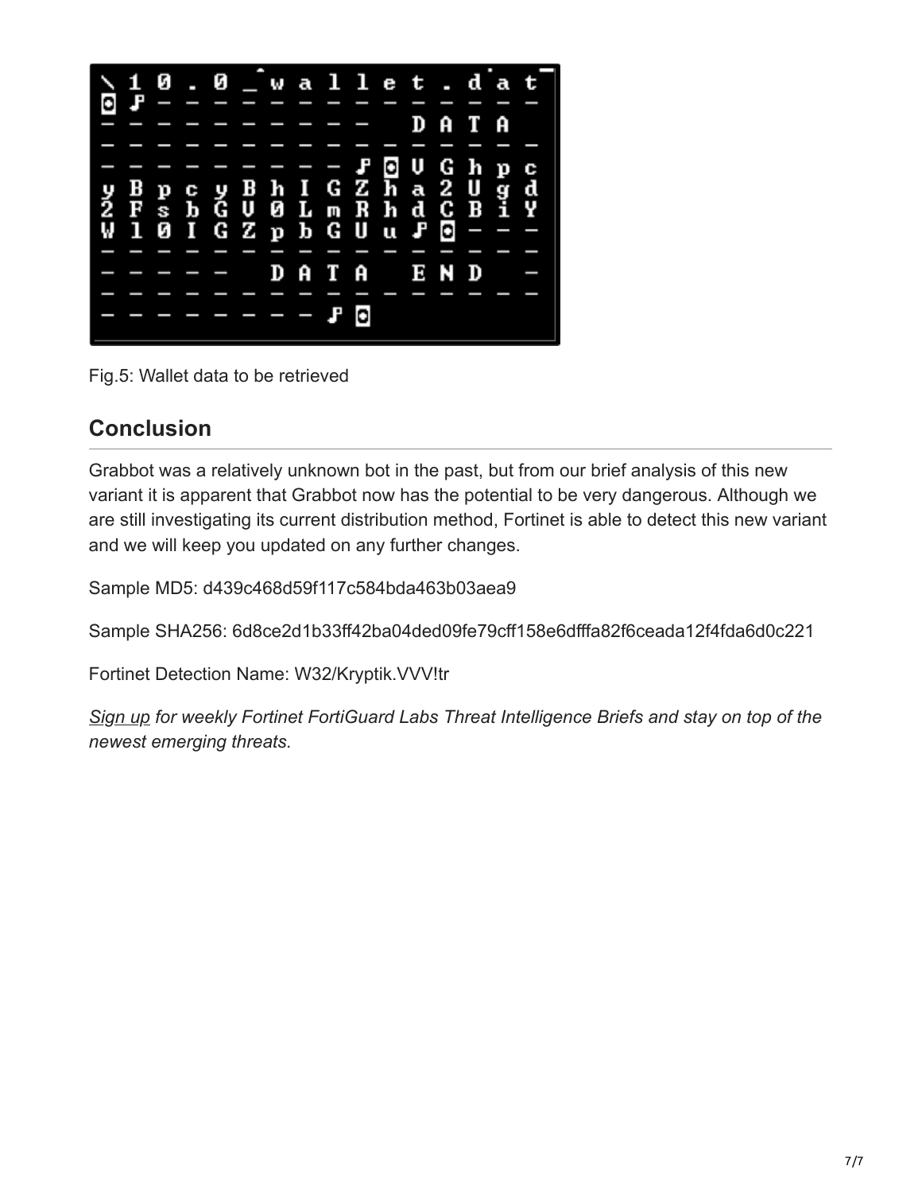Fig.5: Wallet data to be retrieved

## Conclusion

Grabbot was a relatively unknown bot in the past, but from our brief analysis of this new variant it is apparent that Grabbot now has the potential to be very dangerous. Although we are still investigating its current distribution method, Fortinet is able to detect this new variant and we will keep you updated on any further changes.

Sample MD5: d439c468d59f117c584bda463b03aea9

Sample SHA256: 6d8ce2d1b33ff42ba04ded09fe79cff158e6dfffa82f6ceada12f4fda6d0c221

Fortinet Detection Name: W32/Kryptik.VVV!tr

*Sign up for weekly Fortinet FortiGuard Labs Threat Intelligence Briefs and stay on top of the newest emerging threats.*